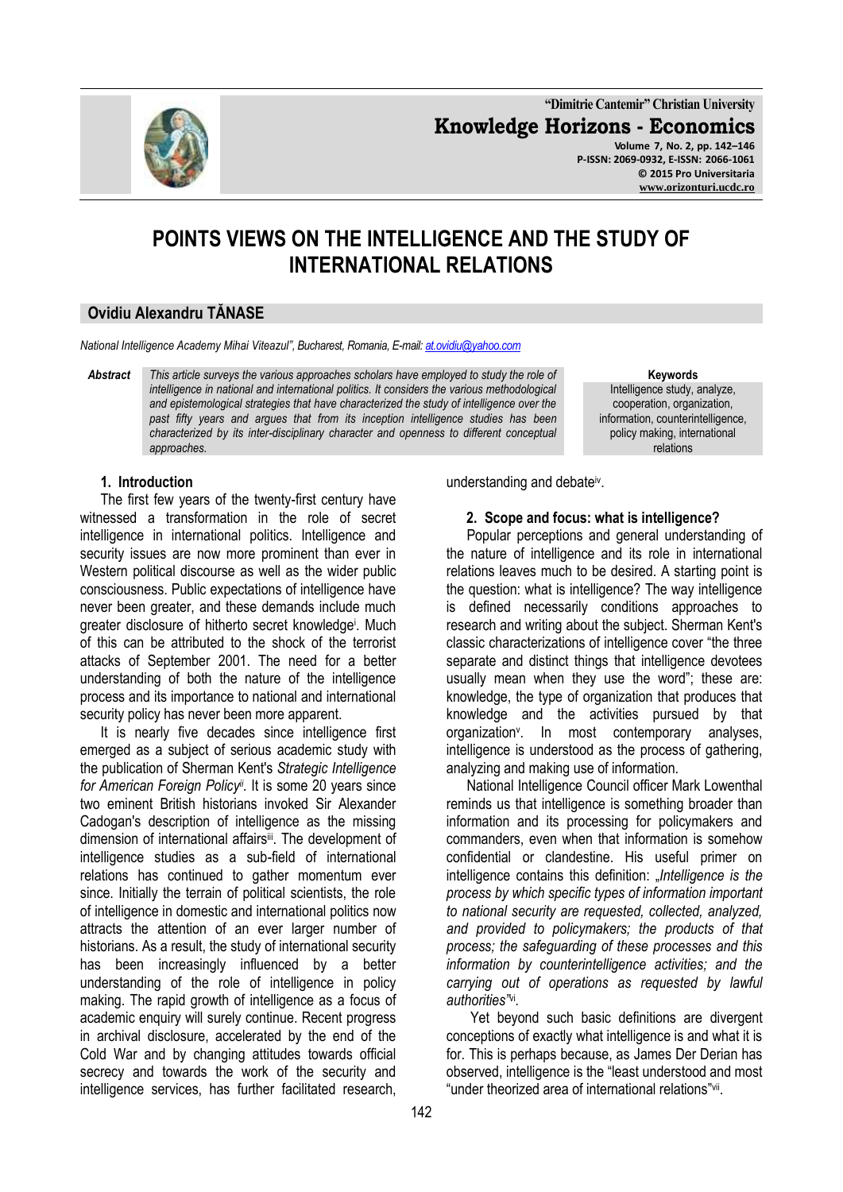# POINTS VIEWS ON THE INTELLIGENCE AND THE STUDY OF INTERNATIONAL RELATIONS

## Ovidiu Alexandru TĂNASE

*National Intelligence Academy Mihai Viteazul", Bucharest, Romania, E-mail: at.ovidiu@yahoo.com*

***Abstract*** *This article surveys the various approaches scholars have employed to study the role of intelligence in national and international politics. It considers the various methodological and epistemological strategies that have characterized the study of intelligence over the past fifty years and argues that from its inception intelligence studies has been characterized by its inter-disciplinary character and openness to different conceptual approaches.*

**Keywords**
Intelligence study, analyze, cooperation, organization, information, counterintelligence, policy making, international relations

### 1. Introduction

The first few years of the twenty-first century have witnessed a transformation in the role of secret intelligence in international politics. Intelligence and security issues are now more prominent than ever in Western political discourse as well as the wider public consciousness. Public expectations of intelligence have never been greater, and these demands include much greater disclosure of hitherto secret knowledge[i]. Much of this can be attributed to the shock of the terrorist attacks of September 2001. The need for a better understanding of both the nature of the intelligence process and its importance to national and international security policy has never been more apparent.

It is nearly five decades since intelligence first emerged as a subject of serious academic study with the publication of Sherman Kent's *Strategic Intelligence for American Foreign Policy*[ii]. It is some 20 years since two eminent British historians invoked Sir Alexander Cadogan's description of intelligence as the missing dimension of international affairs[iii]. The development of intelligence studies as a sub-field of international relations has continued to gather momentum ever since. Initially the terrain of political scientists, the role of intelligence in domestic and international politics now attracts the attention of an ever larger number of historians. As a result, the study of international security has been increasingly influenced by a better understanding of the role of intelligence in policy making. The rapid growth of intelligence as a focus of academic enquiry will surely continue. Recent progress in archival disclosure, accelerated by the end of the Cold War and by changing attitudes towards official secrecy and towards the work of the security and intelligence services, has further facilitated research, understanding and debate[iv].

### 2. Scope and focus: what is intelligence?

Popular perceptions and general understanding of the nature of intelligence and its role in international relations leaves much to be desired. A starting point is the question: what is intelligence? The way intelligence is defined necessarily conditions approaches to research and writing about the subject. Sherman Kent's classic characterizations of intelligence cover "the three separate and distinct things that intelligence devotees usually mean when they use the word"; these are: knowledge, the type of organization that produces that knowledge and the activities pursued by that organization[v]. In most contemporary analyses, intelligence is understood as the process of gathering, analyzing and making use of information.

National Intelligence Council officer Mark Lowenthal reminds us that intelligence is something broader than information and its processing for policymakers and commanders, even when that information is somehow confidential or clandestine. His useful primer on intelligence contains this definition: „*Intelligence is the process by which specific types of information important to national security are requested, collected, analyzed, and provided to policymakers; the products of that process; the safeguarding of these processes and this information by counterintelligence activities; and the carrying out of operations as requested by lawful authorities"*[vi].

Yet beyond such basic definitions are divergent conceptions of exactly what intelligence is and what it is for. This is perhaps because, as James Der Derian has observed, intelligence is the "least understood and most "under theorized area of international relations"[vii].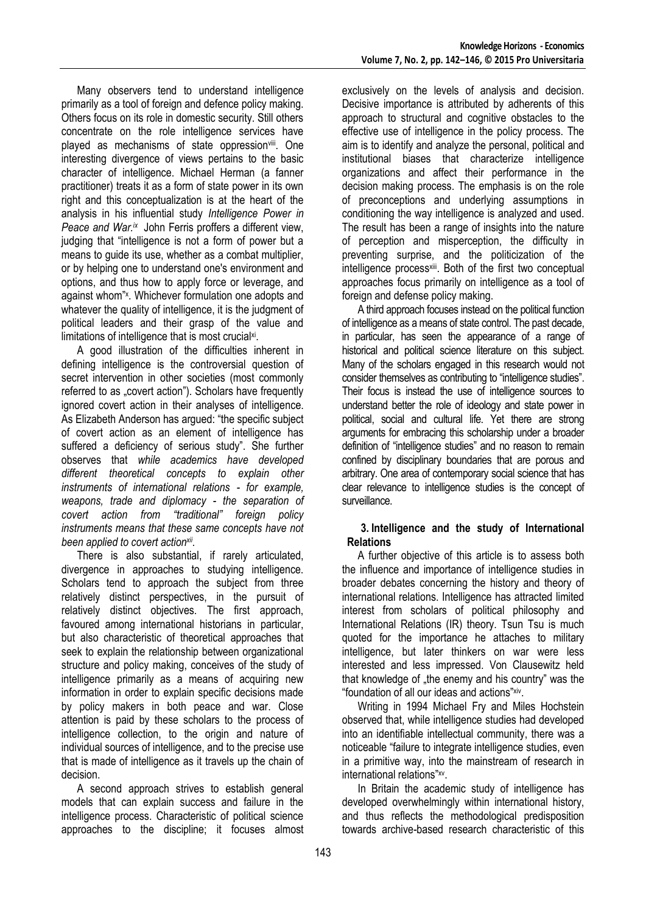Many observers tend to understand intelligence primarily as a tool of foreign and defence policy making. Others focus on its role in domestic security. Still others concentrate on the role intelligence services have played as mechanisms of state oppression[viii]. One interesting divergence of views pertains to the basic character of intelligence. Michael Herman (a fanner practitioner) treats it as a form of state power in its own right and this conceptualization is at the heart of the analysis in his influential study *Intelligence Power in Peace and War.*[ix] John Ferris proffers a different view, judging that "intelligence is not a form of power but a means to guide its use, whether as a combat multiplier, or by helping one to understand one's environment and options, and thus how to apply force or leverage, and against whom"[x]. Whichever formulation one adopts and whatever the quality of intelligence, it is the judgment of political leaders and their grasp of the value and limitations of intelligence that is most crucial[xi].

A good illustration of the difficulties inherent in defining intelligence is the controversial question of secret intervention in other societies (most commonly referred to as „covert action"). Scholars have frequently ignored covert action in their analyses of intelligence. As Elizabeth Anderson has argued: "the specific subject of covert action as an element of intelligence has suffered a deficiency of serious study". She further observes that *while academics have developed different theoretical concepts to explain other instruments of international relations - for example, weapons, trade and diplomacy - the separation of covert action from "traditional" foreign policy instruments means that these same concepts have not been applied to covert action*[xii].

There is also substantial, if rarely articulated, divergence in approaches to studying intelligence. Scholars tend to approach the subject from three relatively distinct perspectives, in the pursuit of relatively distinct objectives. The first approach, favoured among international historians in particular, but also characteristic of theoretical approaches that seek to explain the relationship between organizational structure and policy making, conceives of the study of intelligence primarily as a means of acquiring new information in order to explain specific decisions made by policy makers in both peace and war. Close attention is paid by these scholars to the process of intelligence collection, to the origin and nature of individual sources of intelligence, and to the precise use that is made of intelligence as it travels up the chain of decision.

A second approach strives to establish general models that can explain success and failure in the intelligence process. Characteristic of political science approaches to the discipline; it focuses almost exclusively on the levels of analysis and decision. Decisive importance is attributed by adherents of this approach to structural and cognitive obstacles to the effective use of intelligence in the policy process. The aim is to identify and analyze the personal, political and institutional biases that characterize intelligence organizations and affect their performance in the decision making process. The emphasis is on the role of preconceptions and underlying assumptions in conditioning the way intelligence is analyzed and used. The result has been a range of insights into the nature of perception and misperception, the difficulty in preventing surprise, and the politicization of the intelligence process[xiii]. Both of the first two conceptual approaches focus primarily on intelligence as a tool of foreign and defense policy making.

A third approach focuses instead on the political function of intelligence as a means of state control. The past decade, in particular, has seen the appearance of a range of historical and political science literature on this subject. Many of the scholars engaged in this research would not consider themselves as contributing to "intelligence studies". Their focus is instead the use of intelligence sources to understand better the role of ideology and state power in political, social and cultural life. Yet there are strong arguments for embracing this scholarship under a broader definition of "intelligence studies" and no reason to remain confined by disciplinary boundaries that are porous and arbitrary. One area of contemporary social science that has clear relevance to intelligence studies is the concept of surveillance.

## 3. Intelligence and the study of International Relations

A further objective of this article is to assess both the influence and importance of intelligence studies in broader debates concerning the history and theory of international relations. Intelligence has attracted limited interest from scholars of political philosophy and International Relations (IR) theory. Tsun Tsu is much quoted for the importance he attaches to military intelligence, but later thinkers on war were less interested and less impressed. Von Clausewitz held that knowledge of „the enemy and his country" was the "foundation of all our ideas and actions"[xiv].

Writing in 1994 Michael Fry and Miles Hochstein observed that, while intelligence studies had developed into an identifiable intellectual community, there was a noticeable "failure to integrate intelligence studies, even in a primitive way, into the mainstream of research in international relations"[xv].

In Britain the academic study of intelligence has developed overwhelmingly within international history, and thus reflects the methodological predisposition towards archive-based research characteristic of this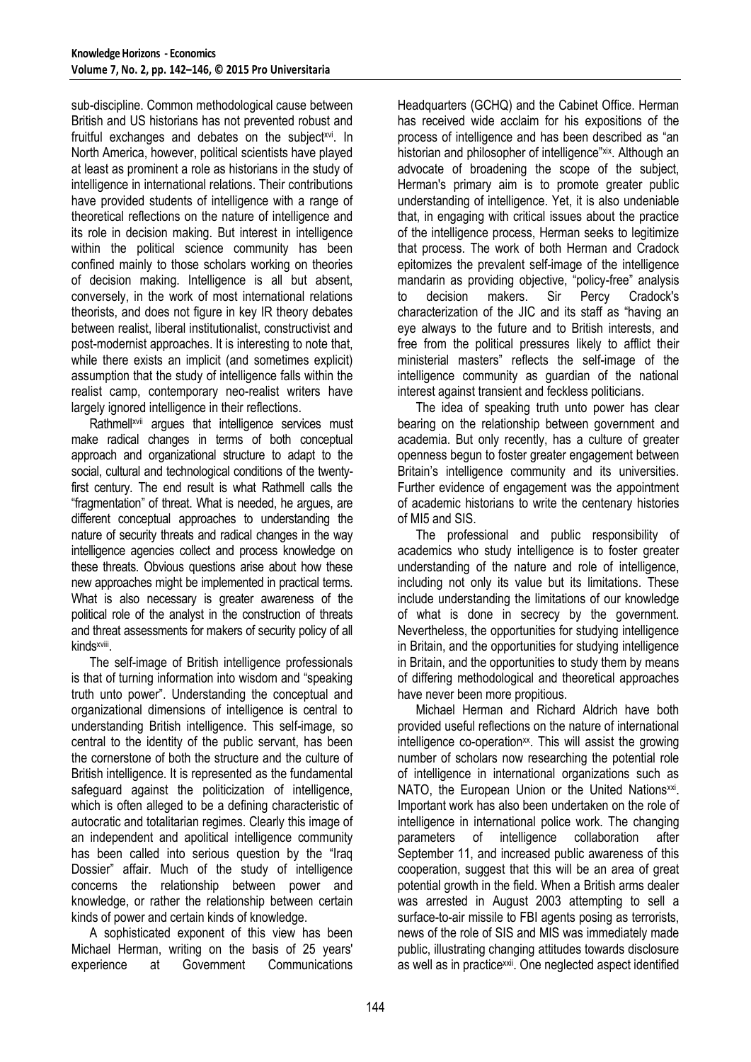sub-discipline. Common methodological cause between British and US historians has not prevented robust and fruitful exchanges and debates on the subject[xvi]. In North America, however, political scientists have played at least as prominent a role as historians in the study of intelligence in international relations. Their contributions have provided students of intelligence with a range of theoretical reflections on the nature of intelligence and its role in decision making. But interest in intelligence within the political science community has been confined mainly to those scholars working on theories of decision making. Intelligence is all but absent, conversely, in the work of most international relations theorists, and does not figure in key IR theory debates between realist, liberal institutionalist, constructivist and post-modernist approaches. It is interesting to note that, while there exists an implicit (and sometimes explicit) assumption that the study of intelligence falls within the realist camp, contemporary neo-realist writers have largely ignored intelligence in their reflections.

Rathmell[xvii] argues that intelligence services must make radical changes in terms of both conceptual approach and organizational structure to adapt to the social, cultural and technological conditions of the twenty-first century. The end result is what Rathmell calls the "fragmentation" of threat. What is needed, he argues, are different conceptual approaches to understanding the nature of security threats and radical changes in the way intelligence agencies collect and process knowledge on these threats. Obvious questions arise about how these new approaches might be implemented in practical terms. What is also necessary is greater awareness of the political role of the analyst in the construction of threats and threat assessments for makers of security policy of all kinds[xviii].

The self-image of British intelligence professionals is that of turning information into wisdom and "speaking truth unto power". Understanding the conceptual and organizational dimensions of intelligence is central to understanding British intelligence. This self-image, so central to the identity of the public servant, has been the cornerstone of both the structure and the culture of British intelligence. It is represented as the fundamental safeguard against the politicization of intelligence, which is often alleged to be a defining characteristic of autocratic and totalitarian regimes. Clearly this image of an independent and apolitical intelligence community has been called into serious question by the "Iraq Dossier" affair. Much of the study of intelligence concerns the relationship between power and knowledge, or rather the relationship between certain kinds of power and certain kinds of knowledge.

A sophisticated exponent of this view has been Michael Herman, writing on the basis of 25 years' experience at Government Communications Headquarters (GCHQ) and the Cabinet Office. Herman has received wide acclaim for his expositions of the process of intelligence and has been described as "an historian and philosopher of intelligence"[xix]. Although an advocate of broadening the scope of the subject, Herman's primary aim is to promote greater public understanding of intelligence. Yet, it is also undeniable that, in engaging with critical issues about the practice of the intelligence process, Herman seeks to legitimize that process. The work of both Herman and Cradock epitomizes the prevalent self-image of the intelligence mandarin as providing objective, "policy-free" analysis to decision makers. Sir Percy Cradock's characterization of the JIC and its staff as "having an eye always to the future and to British interests, and free from the political pressures likely to afflict their ministerial masters" reflects the self-image of the intelligence community as guardian of the national interest against transient and feckless politicians.

The idea of speaking truth unto power has clear bearing on the relationship between government and academia. But only recently, has a culture of greater openness begun to foster greater engagement between Britain's intelligence community and its universities. Further evidence of engagement was the appointment of academic historians to write the centenary histories of MI5 and SIS.

The professional and public responsibility of academics who study intelligence is to foster greater understanding of the nature and role of intelligence, including not only its value but its limitations. These include understanding the limitations of our knowledge of what is done in secrecy by the government. Nevertheless, the opportunities for studying intelligence in Britain, and the opportunities for studying intelligence in Britain, and the opportunities to study them by means of differing methodological and theoretical approaches have never been more propitious.

Michael Herman and Richard Aldrich have both provided useful reflections on the nature of international intelligence co-operation[xx]. This will assist the growing number of scholars now researching the potential role of intelligence in international organizations such as NATO, the European Union or the United Nations[xxi]. Important work has also been undertaken on the role of intelligence in international police work. The changing parameters of intelligence collaboration after September 11, and increased public awareness of this cooperation, suggest that this will be an area of great potential growth in the field. When a British arms dealer was arrested in August 2003 attempting to sell a surface-to-air missile to FBI agents posing as terrorists, news of the role of SIS and MIS was immediately made public, illustrating changing attitudes towards disclosure as well as in practice[xxii]. One neglected aspect identified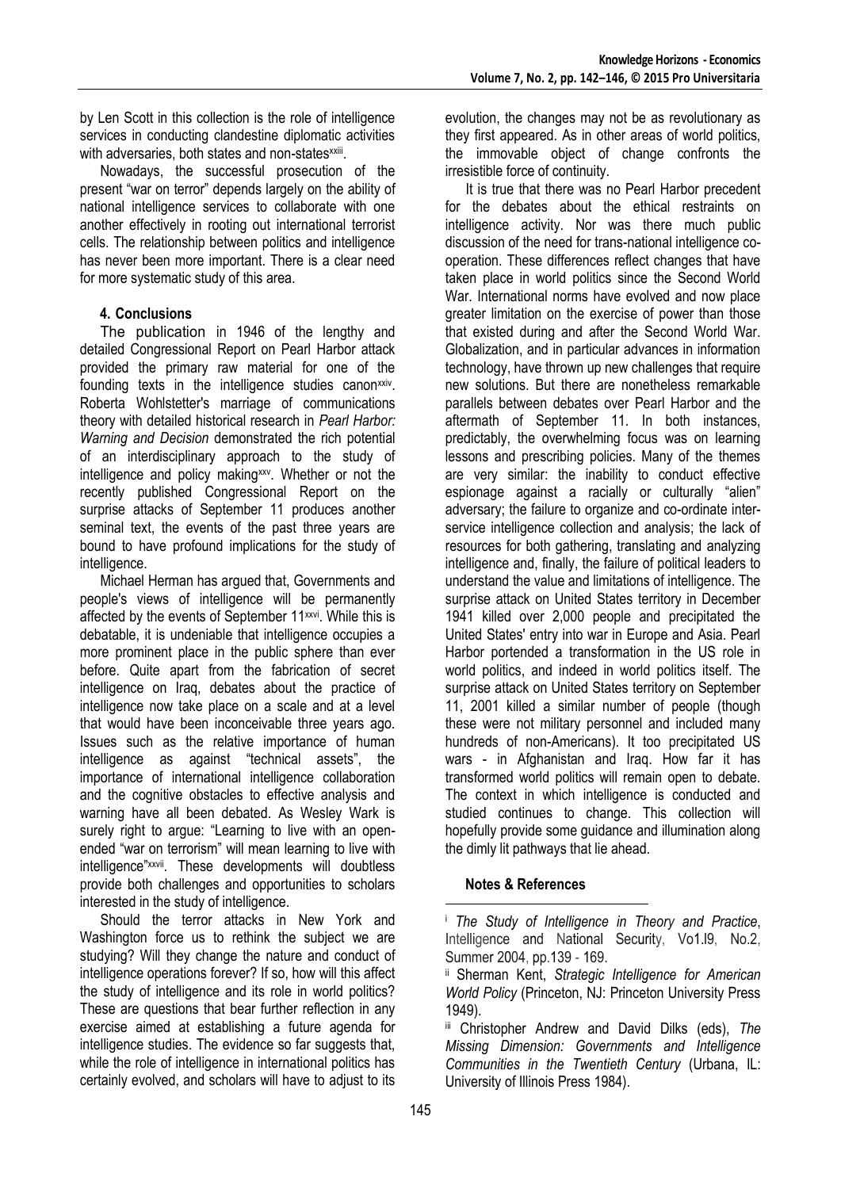by Len Scott in this collection is the role of intelligence services in conducting clandestine diplomatic activities with adversaries, both states and non-states[xxiii].

Nowadays, the successful prosecution of the present "war on terror" depends largely on the ability of national intelligence services to collaborate with one another effectively in rooting out international terrorist cells. The relationship between politics and intelligence has never been more important. There is a clear need for more systematic study of this area.

### 4. Conclusions

The publication in 1946 of the lengthy and detailed Congressional Report on Pearl Harbor attack provided the primary raw material for one of the founding texts in the intelligence studies canon[xxiv]. Roberta Wohlstetter's marriage of communications theory with detailed historical research in *Pearl Harbor: Warning and Decision* demonstrated the rich potential of an interdisciplinary approach to the study of intelligence and policy making[xxv]. Whether or not the recently published Congressional Report on the surprise attacks of September 11 produces another seminal text, the events of the past three years are bound to have profound implications for the study of intelligence.

Michael Herman has argued that, Governments and people's views of intelligence will be permanently affected by the events of September 11[xxvi]. While this is debatable, it is undeniable that intelligence occupies a more prominent place in the public sphere than ever before. Quite apart from the fabrication of secret intelligence on Iraq, debates about the practice of intelligence now take place on a scale and at a level that would have been inconceivable three years ago. Issues such as the relative importance of human intelligence as against "technical assets", the importance of international intelligence collaboration and the cognitive obstacles to effective analysis and warning have all been debated. As Wesley Wark is surely right to argue: "Learning to live with an open-ended "war on terrorism" will mean learning to live with intelligence"[xxvii]. These developments will doubtless provide both challenges and opportunities to scholars interested in the study of intelligence.

Should the terror attacks in New York and Washington force us to rethink the subject we are studying? Will they change the nature and conduct of intelligence operations forever? If so, how will this affect the study of intelligence and its role in world politics? These are questions that bear further reflection in any exercise aimed at establishing a future agenda for intelligence studies. The evidence so far suggests that, while the role of intelligence in international politics has certainly evolved, and scholars will have to adjust to its evolution, the changes may not be as revolutionary as they first appeared. As in other areas of world politics, the immovable object of change confronts the irresistible force of continuity.

It is true that there was no Pearl Harbor precedent for the debates about the ethical restraints on intelligence activity. Nor was there much public discussion of the need for trans-national intelligence co-operation. These differences reflect changes that have taken place in world politics since the Second World War. International norms have evolved and now place greater limitation on the exercise of power than those that existed during and after the Second World War. Globalization, and in particular advances in information technology, have thrown up new challenges that require new solutions. But there are nonetheless remarkable parallels between debates over Pearl Harbor and the aftermath of September 11. In both instances, predictably, the overwhelming focus was on learning lessons and prescribing policies. Many of the themes are very similar: the inability to conduct effective espionage against a racially or culturally "alien" adversary; the failure to organize and co-ordinate inter-service intelligence collection and analysis; the lack of resources for both gathering, translating and analyzing intelligence and, finally, the failure of political leaders to understand the value and limitations of intelligence. The surprise attack on United States territory in December 1941 killed over 2,000 people and precipitated the United States' entry into war in Europe and Asia. Pearl Harbor portended a transformation in the US role in world politics, and indeed in world politics itself. The surprise attack on United States territory on September 11, 2001 killed a similar number of people (though these were not military personnel and included many hundreds of non-Americans). It too precipitated US wars - in Afghanistan and Iraq. How far it has transformed world politics will remain open to debate. The context in which intelligence is conducted and studied continues to change. This collection will hopefully provide some guidance and illumination along the dimly lit pathways that lie ahead.

### Notes & References

[i] *The Study of Intelligence in Theory and Practice*, Intelligence and National Security, Vo1.l9, No.2, Summer 2004, pp.139 - 169.

[ii] Sherman Kent, *Strategic Intelligence for American World Policy* (Princeton, NJ: Princeton University Press 1949).

[iii] Christopher Andrew and David Dilks (eds), *The Missing Dimension: Governments and Intelligence Communities in the Twentieth Century* (Urbana, IL: University of Illinois Press 1984).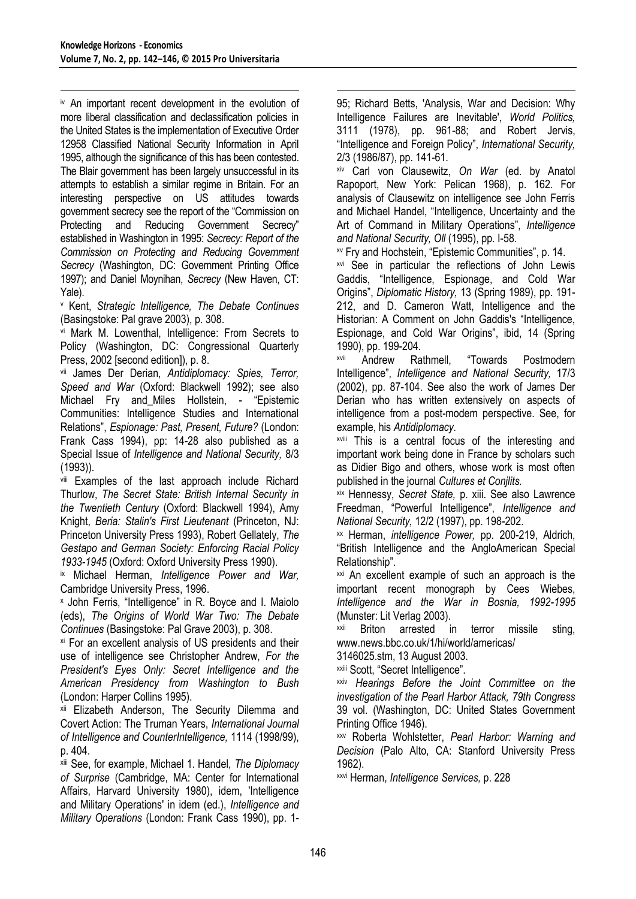[iv] An important recent development in the evolution of more liberal classification and declassification policies in the United States is the implementation of Executive Order 12958 Classified National Security Information in April 1995, although the significance of this has been contested. The Blair government has been largely unsuccessful in its attempts to establish a similar regime in Britain. For an interesting perspective on US attitudes towards government secrecy see the report of the "Commission on Protecting and Reducing Government Secrecy" established in Washington in 1995: *Secrecy: Report of the Commission on Protecting and Reducing Government Secrecy* (Washington, DC: Government Printing Office 1997); and Daniel Moynihan, *Secrecy* (New Haven, CT: Yale).

[v] Kent, *Strategic Intelligence, The Debate Continues* (Basingstoke: Pal grave 2003), p. 308.

[vi] Mark M. Lowenthal, Intelligence: From Secrets to Policy (Washington, DC: Congressional Quarterly Press, 2002 [second edition]), p. 8.

[vii] James Der Derian, *Antidiplomacy: Spies, Terror, Speed and War* (Oxford: Blackwell 1992); see also Michael Fry and_Miles Hollstein, - "Epistemic Communities: Intelligence Studies and International Relations", *Espionage: Past, Present, Future?* (London: Frank Cass 1994), pp: 14-28 also published as a Special Issue of *Intelligence and National Security,* 8/3 (1993)).

[viii] Examples of the last approach include Richard Thurlow, *The Secret State: British Internal Security in the Twentieth Century* (Oxford: Blackwell 1994), Amy Knight, *Beria: Stalin's First Lieutenant* (Princeton, NJ: Princeton University Press 1993), Robert Gellately, *The Gestapo and German Society: Enforcing Racial Policy 1933-1945* (Oxford: Oxford University Press 1990).

[ix] Michael Herman, *Intelligence Power and War,* Cambridge University Press, 1996.

[x] John Ferris, "Intelligence" in R. Boyce and I. Maiolo (eds), *The Origins of World War Two: The Debate Continues* (Basingstoke: Pal Grave 2003), p. 308.

[xi] For an excellent analysis of US presidents and their use of intelligence see Christopher Andrew, *For the President's Eyes Only: Secret Intelligence and the American Presidency from Washington to Bush* (London: Harper Collins 1995).

[xii] Elizabeth Anderson, The Security Dilemma and Covert Action: The Truman Years, *International Journal of Intelligence and CounterIntelligence,* 1114 (1998/99), p. 404.

[xiii] See, for example, Michael 1. Handel, *The Diplomacy of Surprise* (Cambridge, MA: Center for International Affairs, Harvard University 1980), idem, 'Intelligence and Military Operations' in idem (ed.), *Intelligence and Military Operations* (London: Frank Cass 1990), pp. 1-95; Richard Betts, 'Analysis, War and Decision: Why Intelligence Failures are Inevitable', *World Politics,* 3111 (1978), pp. 961-88; and Robert Jervis, "Intelligence and Foreign Policy", *International Security,* 2/3 (1986/87), pp. 141-61.

[xiv] Carl von Clausewitz, *On War* (ed. by Anatol Rapoport, New York: Pelican 1968), p. 162. For analysis of Clausewitz on intelligence see John Ferris and Michael Handel, "Intelligence, Uncertainty and the Art of Command in Military Operations", *Intelligence and National Security, Oll* (1995), pp. I-58.

[xv] Fry and Hochstein, "Epistemic Communities", p. 14.

[xvi] See in particular the reflections of John Lewis Gaddis, "Intelligence, Espionage, and Cold War Origins", *Diplomatic History,* 13 (Spring 1989), pp. 191-212, and D. Cameron Watt, Intelligence and the Historian: A Comment on John Gaddis's "Intelligence, Espionage, and Cold War Origins", ibid, 14 (Spring 1990), pp. 199-204.

[xvii] Andrew Rathmell, "Towards Postmodern Intelligence", *Intelligence and National Security,* 17/3 (2002), pp. 87-104. See also the work of James Der Derian who has written extensively on aspects of intelligence from a post-modem perspective. See, for example, his *Antidiplomacy.*

[xviii] This is a central focus of the interesting and important work being done in France by scholars such as Didier Bigo and others, whose work is most often published in the journal *Cultures et Conjlits.*

[xix] Hennessy, *Secret State,* p. xiii. See also Lawrence Freedman, "Powerful Intelligence", *Intelligence and National Security,* 12/2 (1997), pp. 198-202.

[xx] Herman, *intelligence Power,* pp. 200-219, Aldrich, "British Intelligence and the AngloAmerican Special Relationship".

[xxi] An excellent example of such an approach is the important recent monograph by Cees Wiebes, *Intelligence and the War in Bosnia, 1992-1995* (Munster: Lit Verlag 2003).

[xxii] Briton arrested in terror missile sting, www.news.bbc.co.uk/1/hi/world/americas/ 3146025.stm, 13 August 2003.

[xxiii] Scott, "Secret Intelligence".

[xxiv] *Hearings Before the Joint Committee on the investigation of the Pearl Harbor Attack, 79th Congress* 39 vol. (Washington, DC: United States Government Printing Office 1946).

[xxv] Roberta Wohlstetter, *Pearl Harbor: Warning and Decision* (Palo Alto, CA: Stanford University Press 1962).

[xxvi] Herman, *Intelligence Services,* p. 228